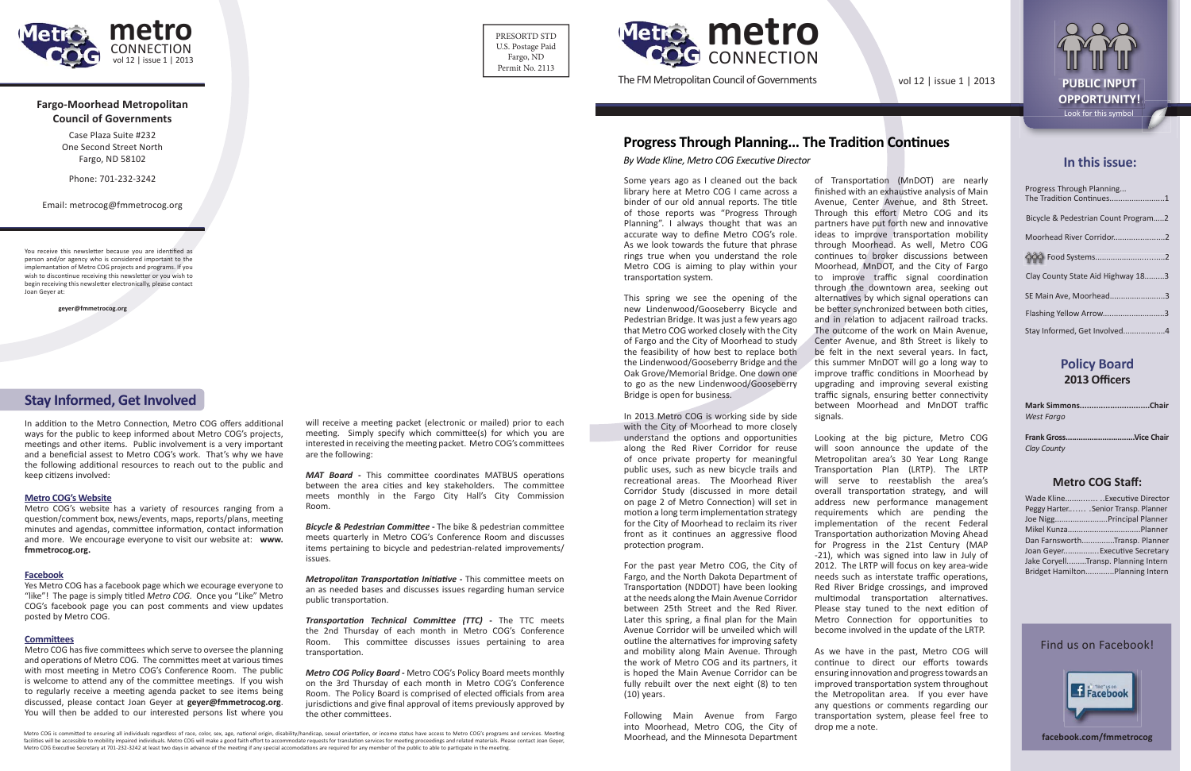# metro CONNECTION

vol 12 | issue 1 | 2013

**Fargo-Moorhead Metropolitan Council of Governments**

Case Plaza Suite #232
One Second Street North
Fargo, ND 58102

Phone: 701-232-3242

Email: metrocog@fmmetrocog.org

You receive this newsletter because you are identified as person and/or agency who is considered important to the implementation of Metro COG projects and programs. If you wish to discontinue receiving this newsletter or you wish to begin receiving this newsletter electronically, please contact Joan Geyer at:

**geyer@fmmetrocog.org**

PRESORTD STD
U.S. Postage Paid
Fargo, ND
Permit No. 2113

## Stay Informed, Get Involved

In addition to the Metro Connection, Metro COG offers additional ways for the public to keep informed about Metro COG's projects, meetings and other items. Public involvement is a very important and a beneficial asset to Metro COG's work. That's why we have the following additional resources to reach out to the public and keep citizens involved:

**Metro COG's Website**

Metro COG's website has a variety of resources ranging from a question/comment box, news/events, maps, reports/plans, meeting minutes and agendas, committee information, contact information and more. We encourage everyone to visit our website at: **www.fmmetrocog.org.**

**Facebook**

Yes Metro COG has a facebook page which we ecourage everyone to "like"! The page is simply titled *Metro COG*. Once you "Like" Metro COG's facebook page you can post comments and view updates posted by Metro COG.

**Committees**

Metro COG has five committees which serve to oversee the planning and operations of Metro COG. The committes meet at various times with most meeting in Metro COG's Conference Room. The public is welcome to attend any of the committee meetings. If you wish to regularly receive a meeting agenda packet to see items being discussed, please contact Joan Geyer at **geyer@fmmetrocog.org**. You will then be added to our interested persons list where you will receive a meeting packet (electronic or mailed) prior to each meeting. Simply specify which committee(s) for which you are interested in receiving the meeting packet. Metro COG's committees are the following:

***MAT Board -*** This committee coordinates MATBUS operations between the area cities and key stakeholders. The committee meets monthly in the Fargo City Hall's City Commission Room.

***Bicycle & Pedestrian Committee -*** The bike & pedestrian committee meets quarterly in Metro COG's Conference Room and discusses items pertaining to bicycle and pedestrian-related improvements/issues.

***Metropolitan Transportation Initiative -*** This committee meets on an as needed bases and discusses issues regarding human service public transportation.

***Transportation Technical Committee (TTC) -*** The TTC meets the 2nd Thursday of each month in Metro COG's Conference Room. This committee discusses issues pertaining to area transportation.

***Metro COG Policy Board -*** Metro COG's Policy Board meets monthly on the 3rd Thursday of each month in Metro COG's Conference Room. The Policy Board is comprised of elected officials from area jurisdictions and give final approval of items previously approved by the other committees.

Metro COG is committed to ensuring all individuals regardless of race, color, sex, age, national origin, disability/handicap, sexual orientation, or income status have access to Metro COG's programs and services. Meeting facilities will be accessible to mobility impaired individuals. Metro COG will make a good faith effort to accommodate requests for translation services for meeting proceedings and related materials. Please contact Joan Geyer, Metro COG Executive Secretary at 701-232-3242 at least two days in advance of the meeting if any special accomodations are required for any member of the public to able to particpate in the meeting.

# metro CONNECTION

The FM Metropolitan Council of Governments

vol 12 | issue 1 | 2013

**PUBLIC INPUT OPPORTUNITY!**
Look for this symbol

## Progress Through Planning... The Tradition Continues

*By Wade Kline, Metro COG Executive Director*

Some years ago as I cleaned out the back library here at Metro COG I came across a binder of our old annual reports. The title of those reports was "Progress Through Planning". I always thought that was an accurate way to define Metro COG's role. As we look towards the future that phrase rings true when you understand the role Metro COG is aiming to play within your transportation system.

This spring we see the opening of the new Lindenwood/Gooseberry Bicycle and Pedestrian Bridge. It was just a few years ago that Metro COG worked closely with the City of Fargo and the City of Moorhead to study the feasibility of how best to replace both the Lindenwood/Gooseberry Bridge and the Oak Grove/Memorial Bridge. One down one to go as the new Lindenwood/Gooseberry Bridge is open for business.

In 2013 Metro COG is working side by side with the City of Moorhead to more closely understand the options and opportunities along the Red River Corridor for reuse of once private property for meaningful public uses, such as new bicycle trails and recreational areas. The Moorhead River Corridor Study (discussed in more detail on page 2 of Metro Connection) will set in motion a long term implementation strategy for the City of Moorhead to reclaim its river front as it continues an aggressive flood protection program.

For the past year Metro COG, the City of Fargo, and the North Dakota Department of Transportation (NDDOT) have been looking at the needs along the Main Avenue Corridor between 25th Street and the Red River. Later this spring, a final plan for the Main Avenue Corridor will be unveiled which will outline the alternatives for improving safety and mobility along Main Avenue. Through the work of Metro COG and its partners, it is hoped the Main Avenue Corridor can be fully rebuilt over the next eight (8) to ten (10) years.

Following Main Avenue from Fargo into Moorhead, Metro COG, the City of Moorhead, and the Minnesota Department of Transportation (MnDOT) are nearly finished with an exhaustive analysis of Main Avenue, Center Avenue, and 8th Street. Through this effort Metro COG and its partners have put forth new and innovative ideas to improve transportation mobility through Moorhead. As well, Metro COG continues to broker discussions between Moorhead, MnDOT, and the City of Fargo to improve traffic signal coordination through the downtown area, seeking out alternatives by which signal operations can be better synchronized between both cities, and in relation to adjacent railroad tracks. The outcome of the work on Main Avenue, Center Avenue, and 8th Street is likely to be felt in the next several years. In fact, this summer MnDOT will go a long way to improve traffic conditions in Moorhead by upgrading and improving several existing traffic signals, ensuring better connectivity between Moorhead and MnDOT traffic signals.

Looking at the big picture, Metro COG will soon announce the update of the Metropolitan area's 30 Year Long Range Transportation Plan (LRTP). The LRTP will serve to reestablish the area's overall transportation strategy, and will address new performance management requirements which are pending the implementation of the recent Federal Transportation authorization Moving Ahead for Progress in the 21st Century (MAP-21), which was signed into law in July of 2012. The LRTP will focus on key area-wide needs such as interstate traffic operations, Red River Bridge crossings, and improved multimodal transportation alternatives. Please stay tuned to the next edition of Metro Connection for opportunities to become involved in the update of the LRTP.

As we have in the past, Metro COG will continue to direct our efforts towards ensuring innovation and progress towards an improved transportation system throughout the Metropolitan area. If you ever have any questions or comments regarding our transportation system, please feel free to drop me a note.

## In this issue:

- Progress Through Planning... The Tradition Continues........................1
- Bicycle & Pedestrian Count Program.....2
- Moorhead River Corridor......................2
- Food Systems...................................2
- Clay County State Aid Highway 18.........3
- SE Main Ave, Moorhead.........................3
- Flashing Yellow Arrow...........................3
- Stay Informed, Get Involved..................4

## Policy Board 2013 Officers

**Mark Simmons..............................Chair**
*West Fargo*

**Frank Gross...............................Vice Chair**
*Clay County*

## Metro COG Staff:

Wade Kline............. ..Executive Director
Peggy Harter....... .Senior Transp. Planner
Joe Nigg........................Principal Planner
Mikel Kunza.................................Planner
Dan Farnsworth..............Transp. Planner
Joan Geyer................Executive Secretary
Jake Coryell.........Transp. Planning Intern
Bridget Hamilton.............Planning Intern

Find us on Facebook!

**facebook.com/fmmetrocog**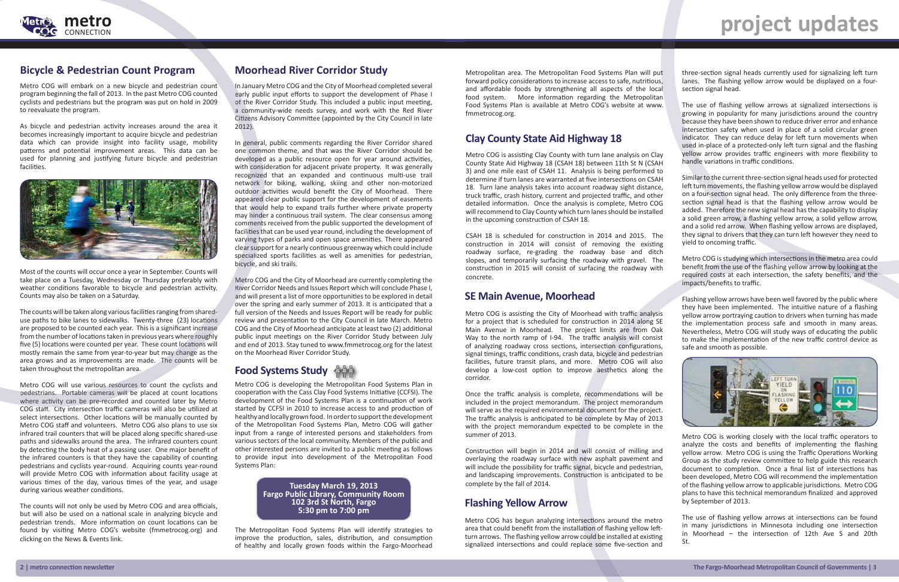## Bicycle & Pedestrian Count Program

Metro COG will embark on a new bicycle and pedestrian count program beginning the fall of 2013. In the past Metro COG counted cyclists and pedestrians but the program was put on hold in 2009 to reevaluate the program.

As bicycle and pedestrian activity increases around the area it becomes increasingly important to acquire bicycle and pedestrian data which can provide insight into facility usage, mobility patterns and potential improvement areas. This data can be used for planning and justifying future bicycle and pedestrian facilities.

Most of the counts will occur once a year in September. Counts will take place on a Tuesday, Wednesday or Thursday preferably with weather conditions favorable to bicycle and pedestrian activity. Counts may also be taken on a Saturday.

The counts will be taken along various facilities ranging from shared-use paths to bike lanes to sidewalks. Twenty-three (23) locations are proposed to be counted each year. This is a significant increase from the number of locations taken in previous years where roughly five (5) locations were counted per year. These count locations will mostly remain the same from year-to-year but may change as the area grows and as improvements are made. The counts will be taken throughout the metropolitan area.

Metro COG will use various resources to count the cyclists and pedestrians. Portable cameras will be placed at count locations where activity can be pre-recorded and counted later by Metro COG staff. City intersection traffic cameras will also be utilized at select intersections. Other locations will be manually counted by Metro COG staff and volunteers. Metro COG also plans to use six infrared trail counters that will be placed along specific shared-use paths and sidewalks around the area. The infrared counters count by detecting the body heat of a passing user. One major benefit of the infrared counters is that they have the capability of counting pedestrians and cyclists year-round. Acquiring counts year-round will provide Metro COG with information about facility usage at various times of the day, various times of the year, and usage during various weather conditions.

The counts will not only be used by Metro COG and area officials, but will also be used on a national scale in analyzing bicycle and pedestrian trends. More information on count locations can be found by visiting Metro COG's website (fmmetrocog.org) and clicking on the News & Events link.

## Moorhead River Corridor Study

In January Metro COG and the City of Moorhead completed several early public input efforts to support the development of Phase I of the River Corridor Study. This included a public input meeting, a community-wide needs survey, and work with the Red River Citizens Advisory Committee (appointed by the City Council in late 2012).

In general, public comments regarding the River Corridor shared one common theme, and that was the River Corridor should be developed as a public resource open for year around activities, with consideration for adjacent private property. It was generally recognized that an expanded and continuous multi-use trail network for biking, walking, skiing and other non-motorized outdoor activities would benefit the City of Moorhead. There appeared clear public support for the development of easements that would help to expand trails further where private property may hinder a continuous trail system. The clear consensus among comments received from the public supported the development of facilities that can be used year round, including the development of varying types of parks and open space amenities. There appeared clear support for a nearly continuous greenway which could include specialized sports facilities as well as amenities for pedestrian, bicycle, and ski trails.

Metro COG and the City of Moorhead are currently completing the River Corridor Needs and Issues Report which will conclude Phase I, and will present a list of more opportunities to be explored in detail over the spring and early summer of 2013. It is anticipated that a full version of the Needs and Issues Report will be ready for public review and presentation to the City Council in late March. Metro COG and the City of Moorhead anticipate at least two (2) additional public input meetings on the River Corridor Study between July and end of 2013. Stay tuned to www.fmmetrocog.org for the latest on the Moorhead River Corridor Study.

## Food Systems Study

Metro COG is developing the Metropolitan Food Systems Plan in cooperation with the Cass Clay Food Systems Initiative (CCFSI). The development of the Food Systems Plan is a continuation of work started by CCFSI in 2010 to increase access to and production of healthy and locally grown food. In order to support the development of the Metropolitan Food Systems Plan, Metro COG will gather input from a range of interested persons and stakeholders from various sectors of the local community. Members of the public and other interested persons are invited to a public meeting as follows to provide input into development of the Metropolitan Food Systems Plan:

**Tuesday March 19, 2013**
**Fargo Public Library, Community Room**
**102 3rd St North, Fargo**
**5:30 pm to 7:00 pm**

The Metropolitan Food Systems Plan will identify strategies to improve the production, sales, distribution, and consumption of healthy and locally grown foods within the Fargo-Moorhead Metropolitan area. The Metropolitan Food Systems Plan will put forward policy considerations to increase access to safe, nutritious, and affordable foods by strengthening all aspects of the local food system. More information regarding the Metropolitan Food Systems Plan is available at Metro COG's website at www.fmmetrocog.org.

## Clay County State Aid Highway 18

Metro COG is assisting Clay County with turn lane analysis on Clay County State Aid Highway 18 (CSAH 18) between 11th St N (CSAH 3) and one mile east of CSAH 11. Analysis is being performed to determine if turn lanes are warranted at five intersections on CSAH 18. Turn lane analysis takes into account roadway sight distance, truck traffic, crash history, current and projected traffic, and other detailed information. Once the analysis is complete, Metro COG will recommend to Clay County which turn lanes should be installed in the upcoming construction of CSAH 18.

CSAH 18 is scheduled for construction in 2014 and 2015. The construction in 2014 will consist of removing the existing roadway surface, re-grading the roadway base and ditch slopes, and temporarily surfacing the roadway with gravel. The construction in 2015 will consist of surfacing the roadway with concrete.

## SE Main Avenue, Moorhead

Metro COG is assisting the City of Moorhead with traffic analysis for a project that is scheduled for construction in 2014 along SE Main Avenue in Moorhead. The project limits are from Oak Way to the north ramp of I-94. The traffic analysis will consist of analyzing roadway cross sections, intersection configurations, signal timings, traffic conditions, crash data, bicycle and pedestrian facilities, future transit plans, and more. Metro COG will also develop a low-cost option to improve aesthetics along the corridor.

Once the traffic analysis is complete, recommendations will be included in the project memorandum. The project memorandum will serve as the required environmental document for the project. The traffic analysis is anticipated to be complete by May of 2013 with the project memorandum expected to be complete in the summer of 2013.

Construction will begin in 2014 and will consist of milling and overlaying the roadway surface with new asphalt pavement and will include the possibility for traffic signal, bicycle and pedestrian, and landscaping improvements. Construction is anticipated to be complete by the fall of 2014.

## Flashing Yellow Arrow

Metro COG has begun analyzing intersections around the metro area that could benefit from the installation of flashing yellow left-turn arrows. The flashing yellow arrow could be installed at existing signalized intersections and could replace some five-section and three-section signal heads currently used for signalizing left turn lanes. The flashing yellow arrow would be displayed on a four-section signal head.

The use of flashing yellow arrows at signalized intersections is growing in popularity for many jurisdictions around the country because they have been shown to reduce driver error and enhance intersection safety when used in place of a solid circular green indicator. They can reduce delay for left turn movements when used in-place of a protected-only left turn signal and the flashing yellow arrow provides traffic engineers with more flexibility to handle variations in traffic conditions.

Similar to the current three-section signal heads used for protected left turn movements, the flashing yellow arrow would be displayed on a four-section signal head. The only difference from the three-section signal head is that the flashing yellow arrow would be added. Therefore the new signal head has the capability to display a solid green arrow, a flashing yellow arrow, a solid yellow arrow, and a solid red arrow. When flashing yellow arrows are displayed, they signal to drivers that they can turn left however they need to yield to oncoming traffic.

Metro COG is studying which intersections in the metro area could benefit from the use of the flashing yellow arrow by looking at the required costs at each intersection, the safety benefits, and the impacts/benefits to traffic.

Flashing yellow arrows have been well favored by the public where they have been implemented. The intuitive nature of a flashing yellow arrow portraying caution to drivers when turning has made the implementation process safe and smooth in many areas. Nevertheless, Metro COG will study ways of educating the public to make the implementation of the new traffic control device as safe and smooth as possible.

Metro COG is working closely with the local traffic operators to analyze the costs and benefits of implementing the flashing yellow arrow. Metro COG is using the Traffic Operations Working Group as the study review committee to help guide this research document to completion. Once a final list of intersections has been developed, Metro COG will recommend the implementation of the flashing yellow arrow to applicable jurisdictions. Metro COG plans to have this technical memorandum finalized and approved by September of 2013.

The use of flashing yellow arrows at intersections can be found in many jurisdictions in Minnesota including one intersection in Moorhead – the intersection of 12th Ave S and 20th St.